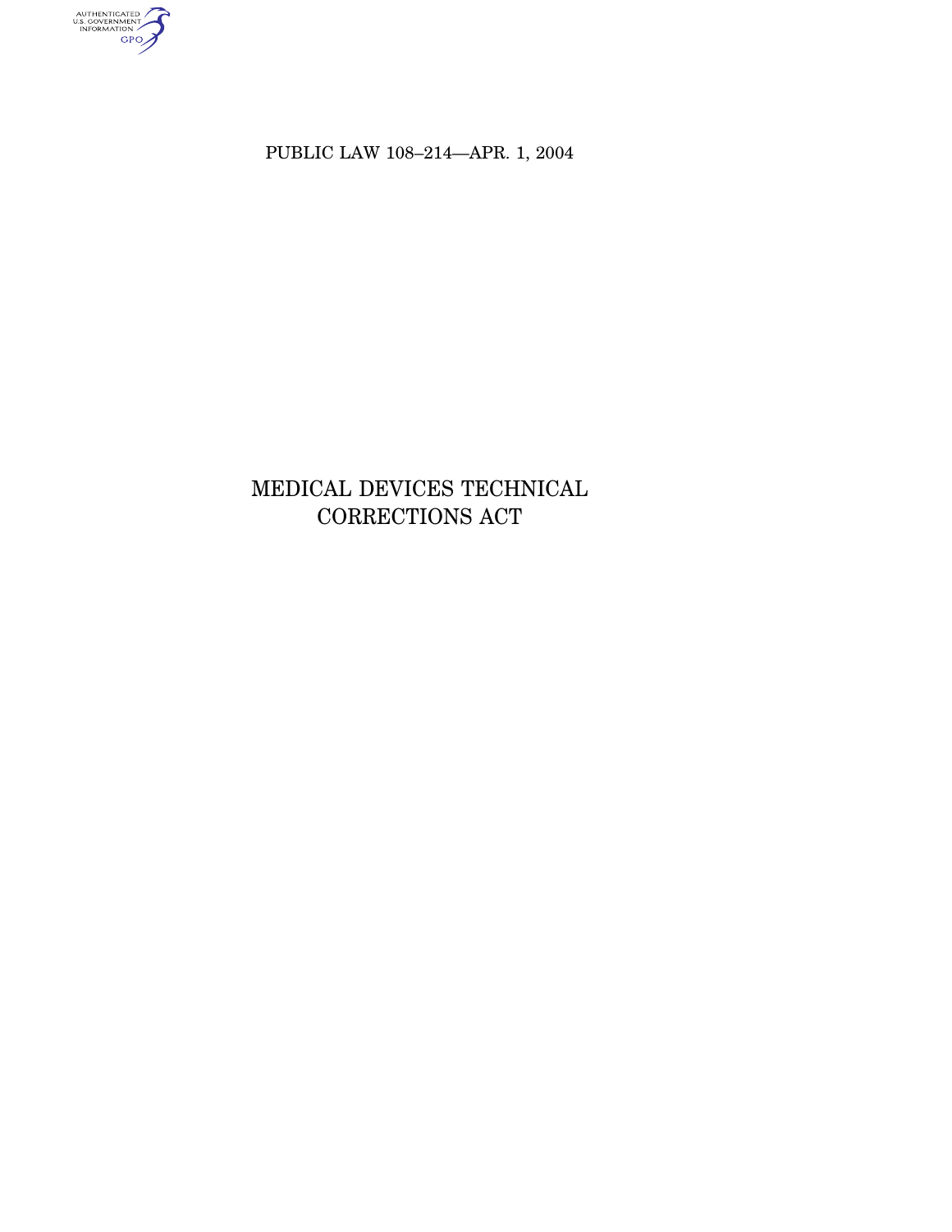PUBLIC LAW 108–214—APR. 1, 2004

# MEDICAL DEVICES TECHNICAL CORRECTIONS ACT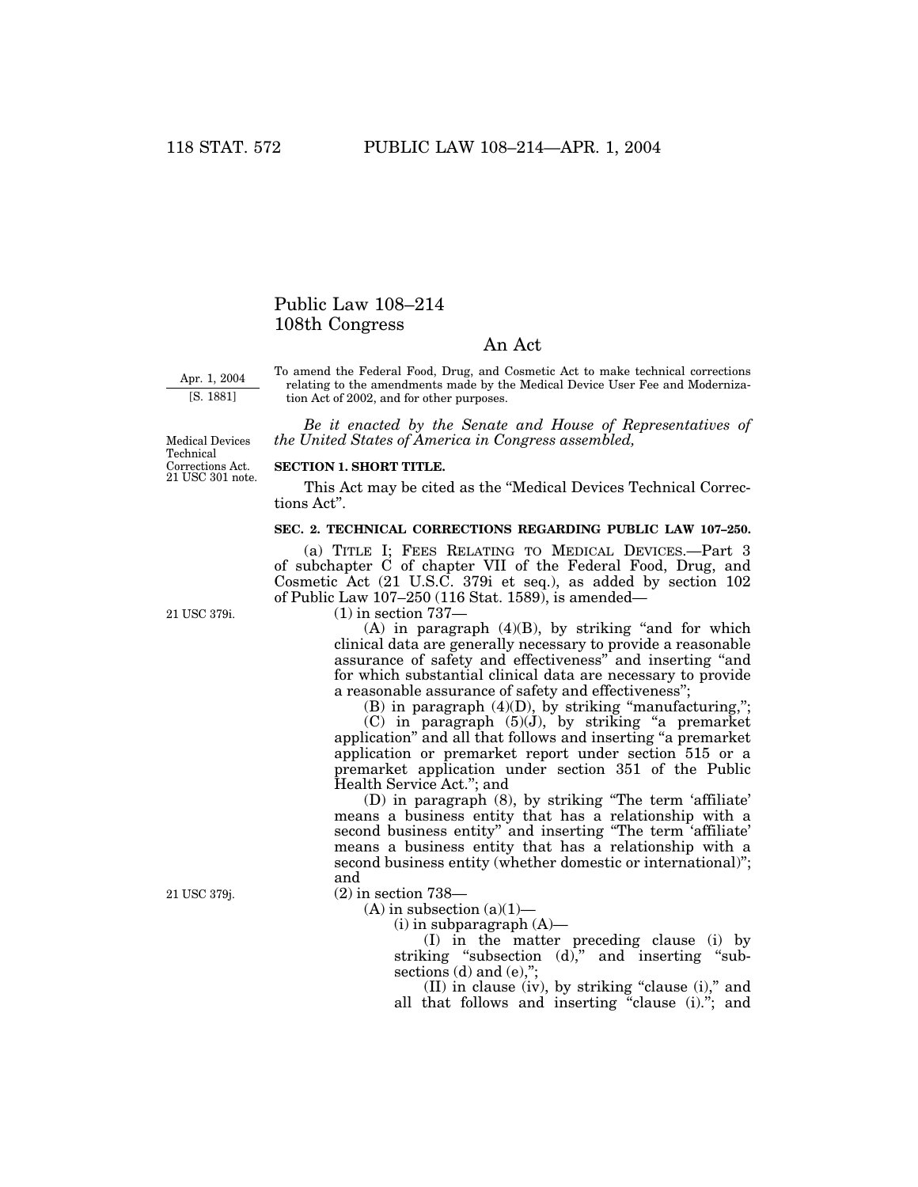# Public Law 108–214
# 108th Congress

## An Act

Apr. 1, 2004
[S. 1881]

To amend the Federal Food, Drug, and Cosmetic Act to make technical corrections relating to the amendments made by the Medical Device User Fee and Modernization Act of 2002, and for other purposes.

*Be it enacted by the Senate and House of Representatives of the United States of America in Congress assembled,*

Medical Devices Technical Corrections Act.
21 USC 301 note.

**SECTION 1. SHORT TITLE.**

This Act may be cited as the "Medical Devices Technical Corrections Act".

**SEC. 2. TECHNICAL CORRECTIONS REGARDING PUBLIC LAW 107–250.**

(a) TITLE I; FEES RELATING TO MEDICAL DEVICES.—Part 3 of subchapter C of chapter VII of the Federal Food, Drug, and Cosmetic Act (21 U.S.C. 379i et seq.), as added by section 102 of Public Law 107–250 (116 Stat. 1589), is amended—

21 USC 379i.

(1) in section 737—

(A) in paragraph (4)(B), by striking "and for which clinical data are generally necessary to provide a reasonable assurance of safety and effectiveness" and inserting "and for which substantial clinical data are necessary to provide a reasonable assurance of safety and effectiveness";

(B) in paragraph (4)(D), by striking "manufacturing,";

(C) in paragraph (5)(J), by striking "a premarket application" and all that follows and inserting "a premarket application or premarket report under section 515 or a premarket application under section 351 of the Public Health Service Act."; and

(D) in paragraph (8), by striking "The term 'affiliate' means a business entity that has a relationship with a second business entity" and inserting "The term 'affiliate' means a business entity that has a relationship with a second business entity (whether domestic or international)"; and

21 USC 379j.

(2) in section 738—

(A) in subsection (a)(1)—

(i) in subparagraph (A)—

(I) in the matter preceding clause (i) by striking "subsection (d)," and inserting "subsections (d) and (e),";

(II) in clause (iv), by striking "clause (i)," and all that follows and inserting "clause (i)."; and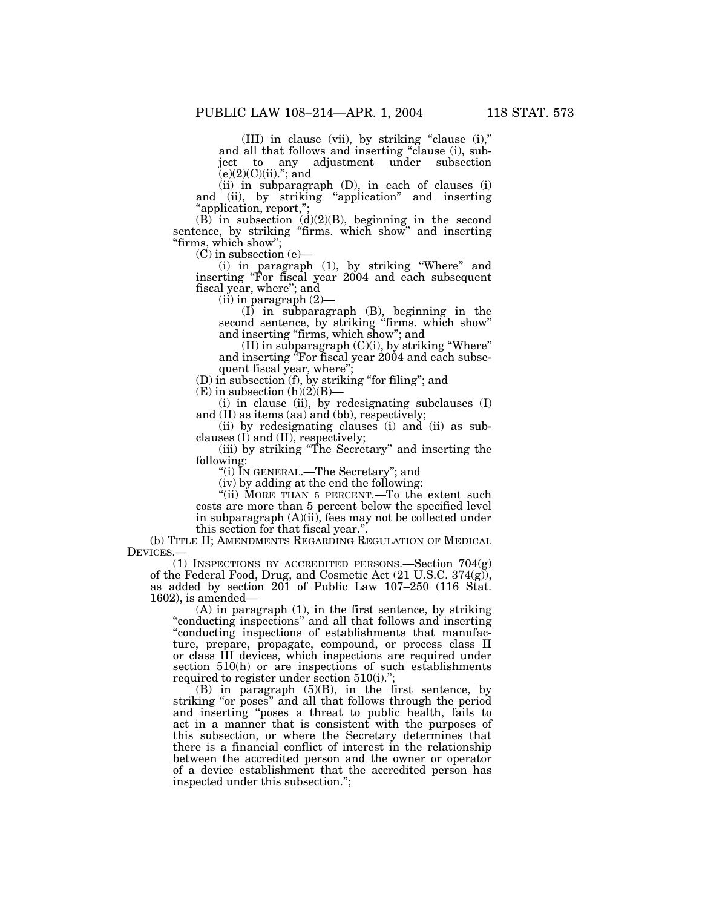(III) in clause (vii), by striking "clause (i)," and all that follows and inserting "clause (i), subject to any adjustment under subsection (e)(2)(C)(ii)."; and

(ii) in subparagraph (D), in each of clauses (i) and (ii), by striking "application" and inserting "application, report,";

(B) in subsection (d)(2)(B), beginning in the second sentence, by striking "firms. which show" and inserting "firms, which show";

(C) in subsection (e)—

(i) in paragraph (1), by striking "Where" and inserting "For fiscal year 2004 and each subsequent fiscal year, where"; and

(ii) in paragraph (2)—

(I) in subparagraph (B), beginning in the second sentence, by striking "firms. which show" and inserting "firms, which show"; and

(II) in subparagraph (C)(i), by striking "Where" and inserting "For fiscal year 2004 and each subsequent fiscal year, where";

(D) in subsection (f), by striking "for filing"; and

(E) in subsection (h)(2)(B)—

(i) in clause (ii), by redesignating subclauses (I) and (II) as items (aa) and (bb), respectively;

(ii) by redesignating clauses (i) and (ii) as subclauses (I) and (II), respectively;

(iii) by striking "The Secretary" and inserting the following:

"(i) IN GENERAL.—The Secretary"; and

(iv) by adding at the end the following:

"(ii) MORE THAN 5 PERCENT.—To the extent such costs are more than 5 percent below the specified level in subparagraph (A)(ii), fees may not be collected under this section for that fiscal year.".

(b) TITLE II; AMENDMENTS REGARDING REGULATION OF MEDICAL DEVICES.—

(1) INSPECTIONS BY ACCREDITED PERSONS.—Section 704(g) of the Federal Food, Drug, and Cosmetic Act (21 U.S.C. 374(g)), as added by section 201 of Public Law 107–250 (116 Stat. 1602), is amended—

(A) in paragraph (1), in the first sentence, by striking "conducting inspections" and all that follows and inserting "conducting inspections of establishments that manufacture, prepare, propagate, compound, or process class II or class III devices, which inspections are required under section 510(h) or are inspections of such establishments required to register under section 510(i).";

(B) in paragraph (5)(B), in the first sentence, by striking "or poses" and all that follows through the period and inserting "poses a threat to public health, fails to act in a manner that is consistent with the purposes of this subsection, or where the Secretary determines that there is a financial conflict of interest in the relationship between the accredited person and the owner or operator of a device establishment that the accredited person has inspected under this subsection.";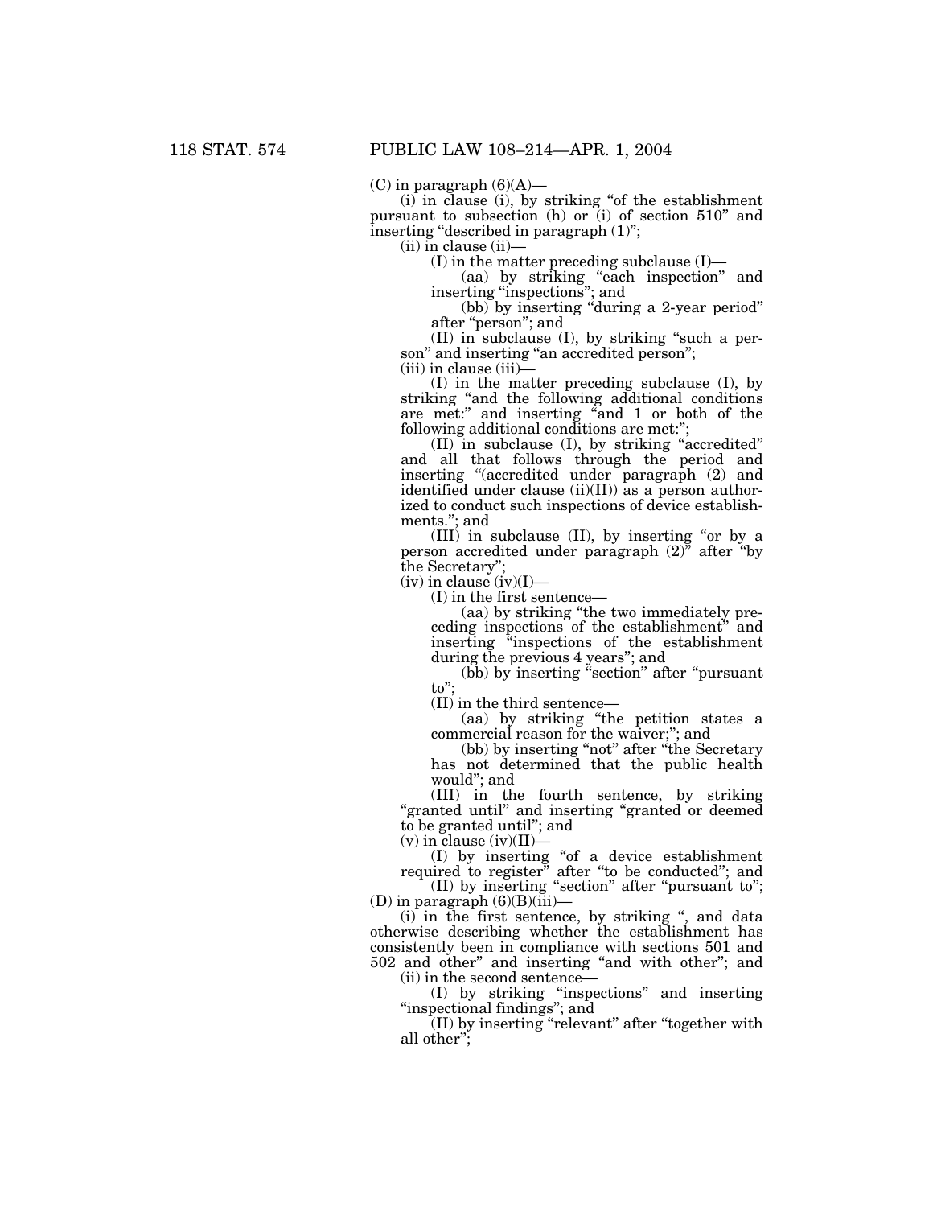(C) in paragraph (6)(A)—

(i) in clause (i), by striking "of the establishment pursuant to subsection (h) or (i) of section 510" and inserting "described in paragraph (1)";

(ii) in clause (ii)—

(I) in the matter preceding subclause (I)—

(aa) by striking "each inspection" and inserting "inspections"; and

(bb) by inserting "during a 2-year period" after "person"; and

(II) in subclause (I), by striking "such a person" and inserting "an accredited person";

(iii) in clause (iii)—

(I) in the matter preceding subclause (I), by striking "and the following additional conditions are met:" and inserting "and 1 or both of the following additional conditions are met:";

(II) in subclause (I), by striking "accredited" and all that follows through the period and inserting "(accredited under paragraph (2) and identified under clause (ii)(II)) as a person authorized to conduct such inspections of device establishments."; and

(III) in subclause (II), by inserting "or by a person accredited under paragraph (2)" after "by the Secretary";

(iv) in clause (iv)(I)—

(I) in the first sentence—

(aa) by striking "the two immediately preceding inspections of the establishment" and inserting "inspections of the establishment during the previous 4 years"; and

(bb) by inserting "section" after "pursuant to";

(II) in the third sentence—

(aa) by striking "the petition states a commercial reason for the waiver;"; and

(bb) by inserting "not" after "the Secretary has not determined that the public health would"; and

(III) in the fourth sentence, by striking "granted until" and inserting "granted or deemed to be granted until"; and

(v) in clause (iv)(II)—

(I) by inserting "of a device establishment required to register" after "to be conducted"; and

(II) by inserting "section" after "pursuant to";

(D) in paragraph (6)(B)(iii)—

(i) in the first sentence, by striking ", and data otherwise describing whether the establishment has consistently been in compliance with sections 501 and 502 and other" and inserting "and with other"; and

(ii) in the second sentence—

(I) by striking "inspections" and inserting "inspectional findings"; and

(II) by inserting "relevant" after "together with all other";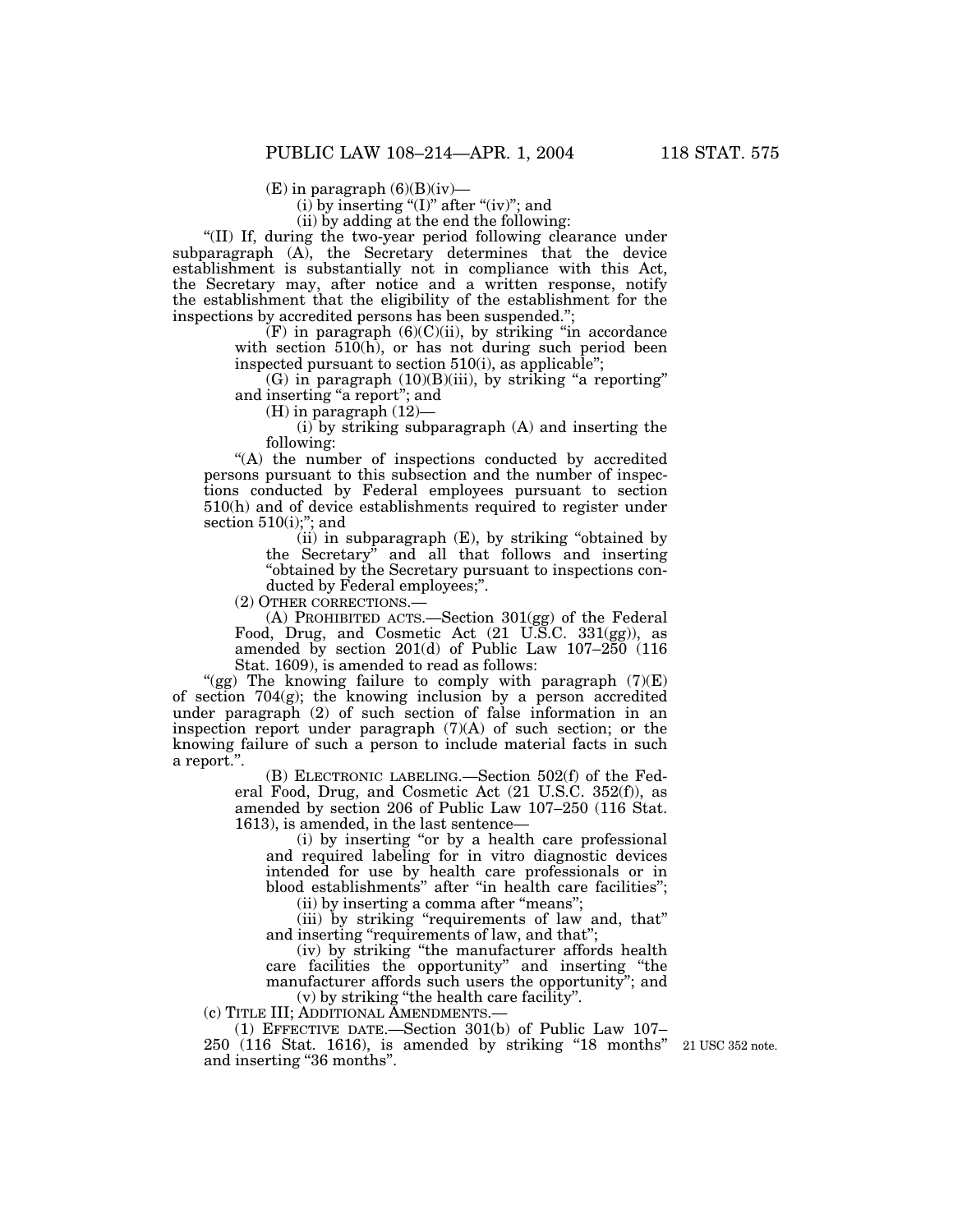(E) in paragraph (6)(B)(iv)—

(i) by inserting "(I)" after "(iv)"; and

(ii) by adding at the end the following:

"(II) If, during the two-year period following clearance under subparagraph (A), the Secretary determines that the device establishment is substantially not in compliance with this Act, the Secretary may, after notice and a written response, notify the establishment that the eligibility of the establishment for the inspections by accredited persons has been suspended.";

(F) in paragraph (6)(C)(ii), by striking "in accordance with section 510(h), or has not during such period been inspected pursuant to section 510(i), as applicable";

(G) in paragraph (10)(B)(iii), by striking "a reporting" and inserting "a report"; and

(H) in paragraph (12)—

(i) by striking subparagraph (A) and inserting the following:

"(A) the number of inspections conducted by accredited persons pursuant to this subsection and the number of inspections conducted by Federal employees pursuant to section 510(h) and of device establishments required to register under section 510(i);"; and

(ii) in subparagraph (E), by striking "obtained by the Secretary" and all that follows and inserting "obtained by the Secretary pursuant to inspections conducted by Federal employees;".

(2) OTHER CORRECTIONS.—

(A) PROHIBITED ACTS.—Section 301(gg) of the Federal Food, Drug, and Cosmetic Act (21 U.S.C. 331(gg)), as amended by section 201(d) of Public Law 107–250 (116 Stat. 1609), is amended to read as follows:

"(gg) The knowing failure to comply with paragraph (7)(E) of section 704(g); the knowing inclusion by a person accredited under paragraph (2) of such section of false information in an inspection report under paragraph (7)(A) of such section; or the knowing failure of such a person to include material facts in such a report.".

(B) ELECTRONIC LABELING.—Section 502(f) of the Federal Food, Drug, and Cosmetic Act (21 U.S.C. 352(f)), as amended by section 206 of Public Law 107–250 (116 Stat. 1613), is amended, in the last sentence—

(i) by inserting "or by a health care professional and required labeling for in vitro diagnostic devices intended for use by health care professionals or in blood establishments" after "in health care facilities";

(ii) by inserting a comma after "means";

(iii) by striking "requirements of law and, that" and inserting "requirements of law, and that";

(iv) by striking "the manufacturer affords health care facilities the opportunity" and inserting "the manufacturer affords such users the opportunity"; and

(v) by striking "the health care facility".

(c) TITLE III; ADDITIONAL AMENDMENTS.—

(1) EFFECTIVE DATE.—Section 301(b) of Public Law 107–250 (116 Stat. 1616), is amended by striking "18 months" and inserting "36 months".

21 USC 352 note.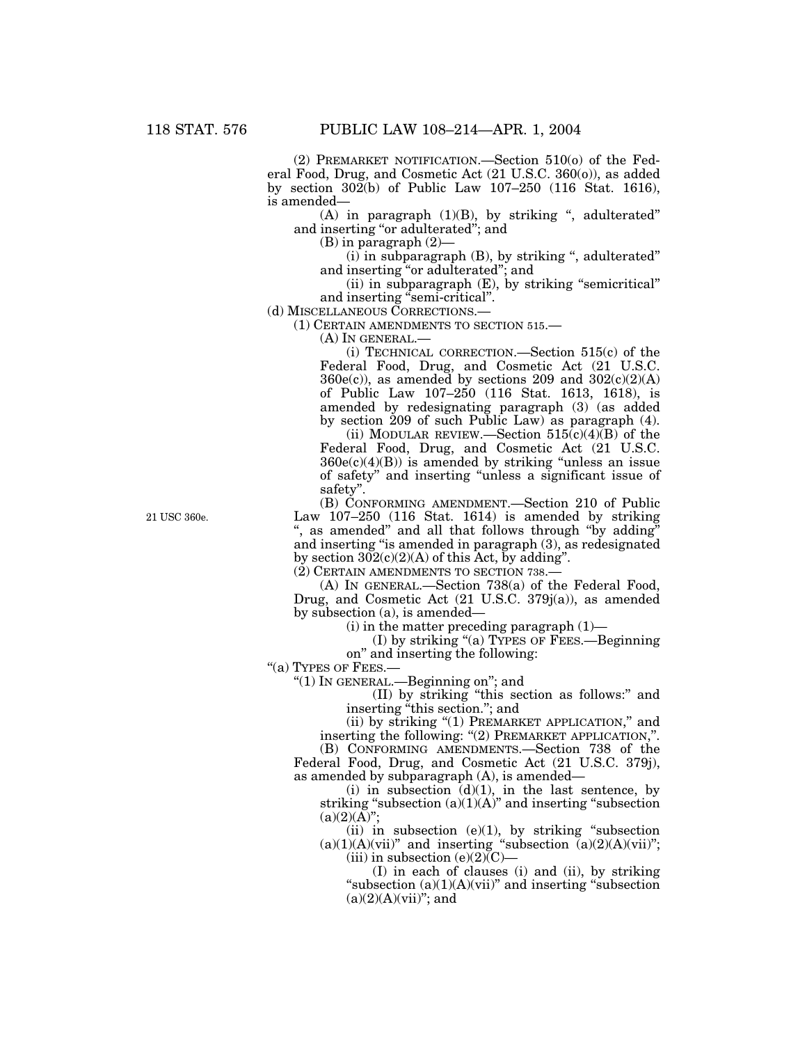(2) PREMARKET NOTIFICATION.—Section 510(o) of the Federal Food, Drug, and Cosmetic Act (21 U.S.C. 360(o)), as added by section 302(b) of Public Law 107–250 (116 Stat. 1616), is amended—

(A) in paragraph (1)(B), by striking ", adulterated" and inserting "or adulterated"; and

(B) in paragraph (2)—

(i) in subparagraph (B), by striking ", adulterated" and inserting "or adulterated"; and

(ii) in subparagraph (E), by striking "semicritical" and inserting "semi-critical".

(d) MISCELLANEOUS CORRECTIONS.—

(1) CERTAIN AMENDMENTS TO SECTION 515.—

(A) IN GENERAL.—

(i) TECHNICAL CORRECTION.—Section 515(c) of the Federal Food, Drug, and Cosmetic Act (21 U.S.C. 360e(c)), as amended by sections 209 and 302(c)(2)(A) of Public Law 107–250 (116 Stat. 1613, 1618), is amended by redesignating paragraph (3) (as added by section 209 of such Public Law) as paragraph (4).

(ii) MODULAR REVIEW.—Section 515(c)(4)(B) of the Federal Food, Drug, and Cosmetic Act (21 U.S.C. 360e(c)(4)(B)) is amended by striking "unless an issue of safety" and inserting "unless a significant issue of safety".

21 USC 360e.

(B) CONFORMING AMENDMENT.—Section 210 of Public Law 107–250 (116 Stat. 1614) is amended by striking ", as amended" and all that follows through "by adding" and inserting "is amended in paragraph (3), as redesignated by section 302(c)(2)(A) of this Act, by adding".

(2) CERTAIN AMENDMENTS TO SECTION 738.—

(A) IN GENERAL.—Section 738(a) of the Federal Food, Drug, and Cosmetic Act (21 U.S.C. 379j(a)), as amended by subsection (a), is amended—

(i) in the matter preceding paragraph (1)—

(I) by striking "(a) TYPES OF FEES.—Beginning on" and inserting the following:

"(a) TYPES OF FEES.—

"(1) IN GENERAL.—Beginning on"; and

(II) by striking "this section as follows:" and inserting "this section."; and

(ii) by striking "(1) PREMARKET APPLICATION," and inserting the following: "(2) PREMARKET APPLICATION,".

(B) CONFORMING AMENDMENTS.—Section 738 of the Federal Food, Drug, and Cosmetic Act (21 U.S.C. 379j), as amended by subparagraph (A), is amended—

(i) in subsection (d)(1), in the last sentence, by striking "subsection (a)(1)(A)" and inserting "subsection (a)(2)(A)";

(ii) in subsection (e)(1), by striking "subsection (a)(1)(A)(vii)" and inserting "subsection (a)(2)(A)(vii)";

(iii) in subsection (e)(2)(C)—

(I) in each of clauses (i) and (ii), by striking "subsection (a)(1)(A)(vii)" and inserting "subsection (a)(2)(A)(vii)"; and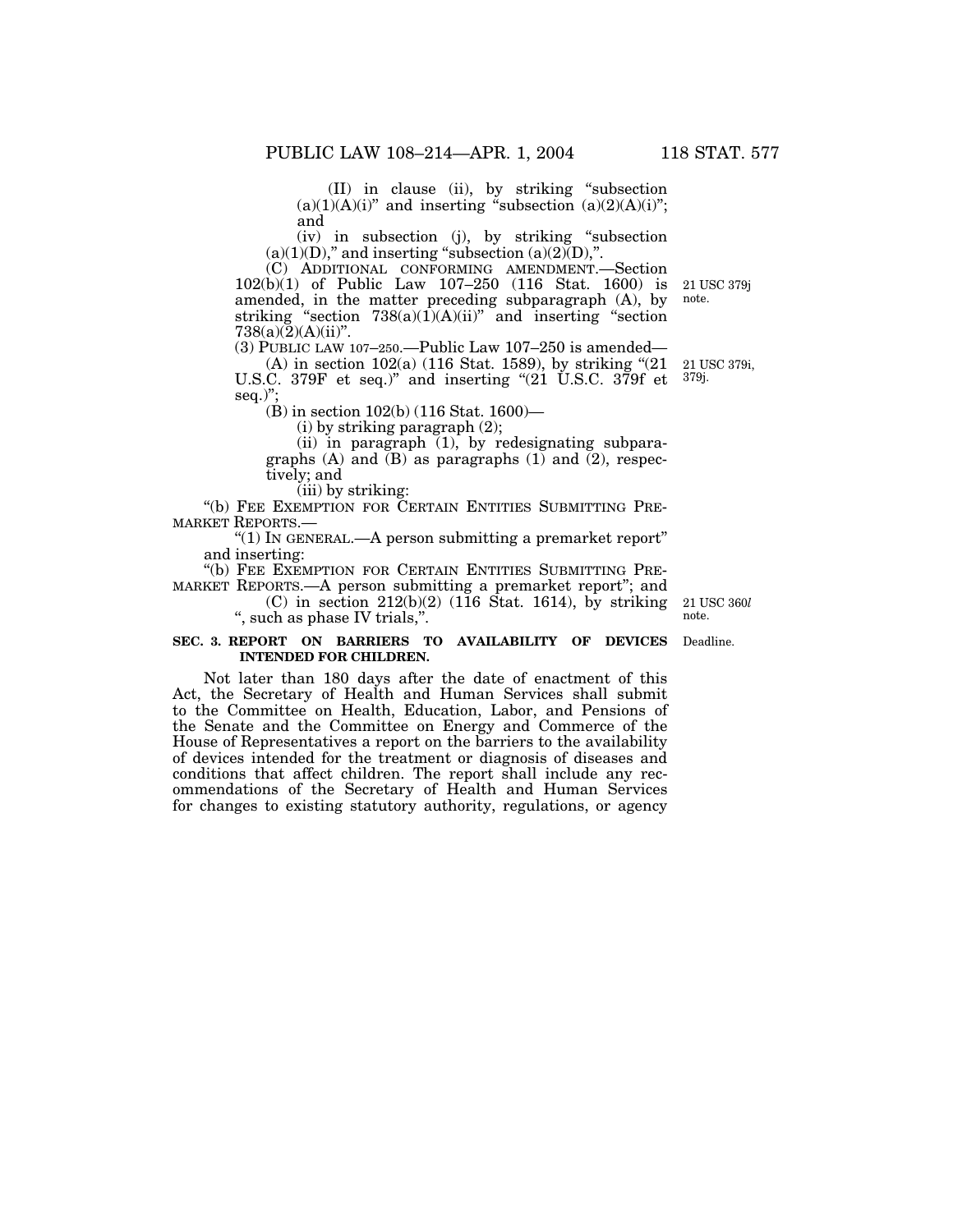(II) in clause (ii), by striking "subsection (a)(1)(A)(i)" and inserting "subsection (a)(2)(A)(i)"; and

(iv) in subsection (j), by striking "subsection (a)(1)(D)," and inserting "subsection (a)(2)(D),".

(C) ADDITIONAL CONFORMING AMENDMENT.—Section 102(b)(1) of Public Law 107–250 (116 Stat. 1600) is amended, in the matter preceding subparagraph (A), by striking "section 738(a)(1)(A)(ii)" and inserting "section 738(a)(2)(A)(ii)".

21 USC 379j note.

(3) PUBLIC LAW 107–250.—Public Law 107–250 is amended—

(A) in section 102(a) (116 Stat. 1589), by striking "(21 U.S.C. 379F et seq.)" and inserting "(21 U.S.C. 379f et seq.)";

21 USC 379i, 379j.

(B) in section 102(b) (116 Stat. 1600)—

(i) by striking paragraph (2);

(ii) in paragraph (1), by redesignating subparagraphs (A) and (B) as paragraphs (1) and (2), respectively; and

(iii) by striking:

"(b) FEE EXEMPTION FOR CERTAIN ENTITIES SUBMITTING PREMARKET REPORTS.—

"(1) IN GENERAL.—A person submitting a premarket report" and inserting:

"(b) FEE EXEMPTION FOR CERTAIN ENTITIES SUBMITTING PREMARKET REPORTS.—A person submitting a premarket report"; and

(C) in section 212(b)(2) (116 Stat. 1614), by striking ", such as phase IV trials,".

21 USC 360*l* note.

**SEC. 3. REPORT ON BARRIERS TO AVAILABILITY OF DEVICES INTENDED FOR CHILDREN.**

Deadline.

Not later than 180 days after the date of enactment of this Act, the Secretary of Health and Human Services shall submit to the Committee on Health, Education, Labor, and Pensions of the Senate and the Committee on Energy and Commerce of the House of Representatives a report on the barriers to the availability of devices intended for the treatment or diagnosis of diseases and conditions that affect children. The report shall include any recommendations of the Secretary of Health and Human Services for changes to existing statutory authority, regulations, or agency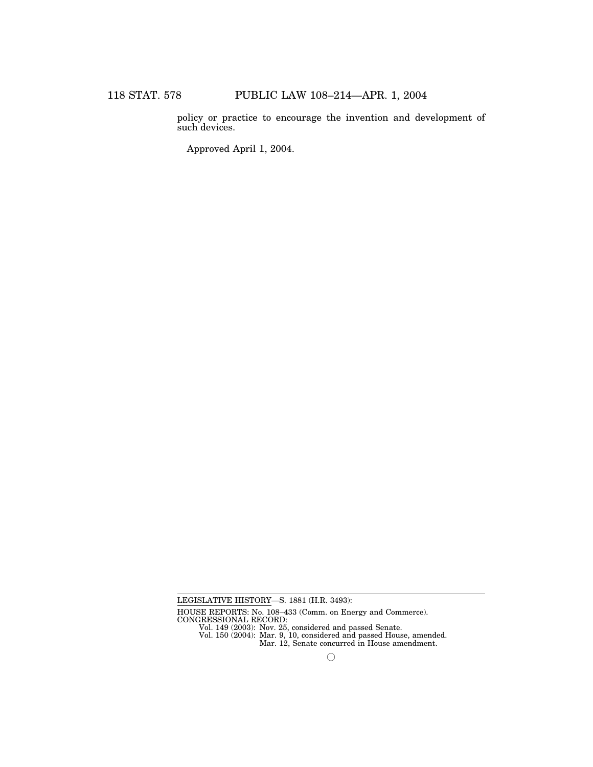policy or practice to encourage the invention and development of such devices.

Approved April 1, 2004.

LEGISLATIVE HISTORY—S. 1881 (H.R. 3493):

HOUSE REPORTS: No. 108–433 (Comm. on Energy and Commerce).

CONGRESSIONAL RECORD:

Vol. 149 (2003): Nov. 25, considered and passed Senate.

Vol. 150 (2004): Mar. 9, 10, considered and passed House, amended.

Mar. 12, Senate concurred in House amendment.

○